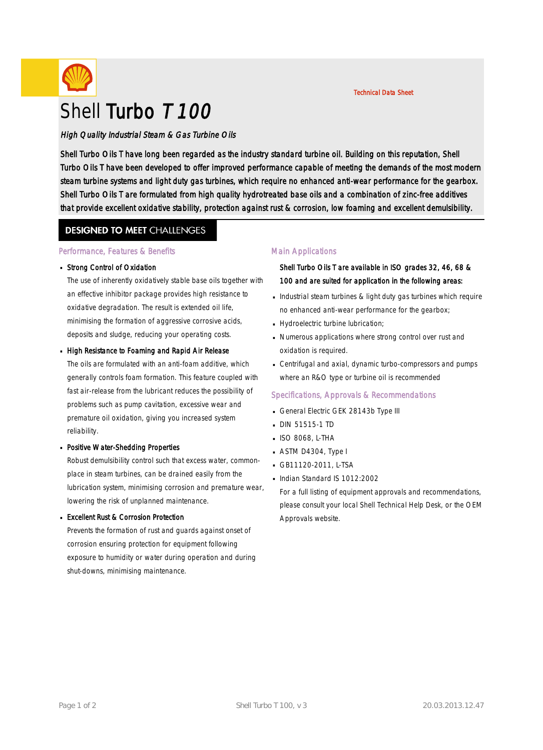Technical Data Sheet

# Shell Turbo T 100

*High Quality Industrial Steam & Gas Turbine Oils*

Shell Turbo Oils T have long been regarded as the industry standard turbine oil. Building on this reputation, Shell Turbo Oils T have been developed to offer improved performance capable of meeting the demands of the most modern steam turbine systems and light duty gas turbines, which require no enhanced anti-wear performance for the gearbox. Shell Turbo Oils T are formulated from high quality hydrotreated base oils and a combination of zinc-free additives that provide excellent oxidative stability, protection against rust & corrosion, low foaming and excellent demulsibility.

## DESIGNED TO MEET CHALLENGES

### Performance, Features & Benefits

- **Strong Control of Oxidation**
  The use of inherently oxidatively stable base oils together with an effective inhibitor package provides high resistance to oxidative degradation. The result is extended oil life, minimising the formation of aggressive corrosive acids, deposits and sludge, reducing your operating costs.
- **High Resistance to Foaming and Rapid Air Release**
  The oils are formulated with an anti-foam additive, which generally controls foam formation. This feature coupled with fast air-release from the lubricant reduces the possibility of problems such as pump cavitation, excessive wear and premature oil oxidation, giving you increased system reliability.
- **Positive Water-Shedding Properties**
  Robust demulsibility control such that excess water, common-place in steam turbines, can be drained easily from the lubrication system, minimising corrosion and premature wear, lowering the risk of unplanned maintenance.
- **Excellent Rust & Corrosion Protection**
  Prevents the formation of rust and guards against onset of corrosion ensuring protection for equipment following exposure to humidity or water during operation and during shut-downs, minimising maintenance.

### Main Applications

Shell Turbo Oils T are available in ISO grades 32, 46, 68 & 100 and are suited for application in the following areas:

- Industrial steam turbines & light duty gas turbines which require no enhanced anti-wear performance for the gearbox;
- Hydroelectric turbine lubrication;
- Numerous applications where strong control over rust and oxidation is required.
- Centrifugal and axial, dynamic turbo-compressors and pumps where an R&O type or turbine oil is recommended

### Specifications, Approvals & Recommendations

- General Electric GEK 28143b Type III
- DIN 51515-1 TD
- ISO 8068, L-THA
- ASTM D4304, Type I
- GB11120-2011, L-TSA
- Indian Standard IS 1012:2002

For a full listing of equipment approvals and recommendations, please consult your local Shell Technical Help Desk, or the OEM Approvals website.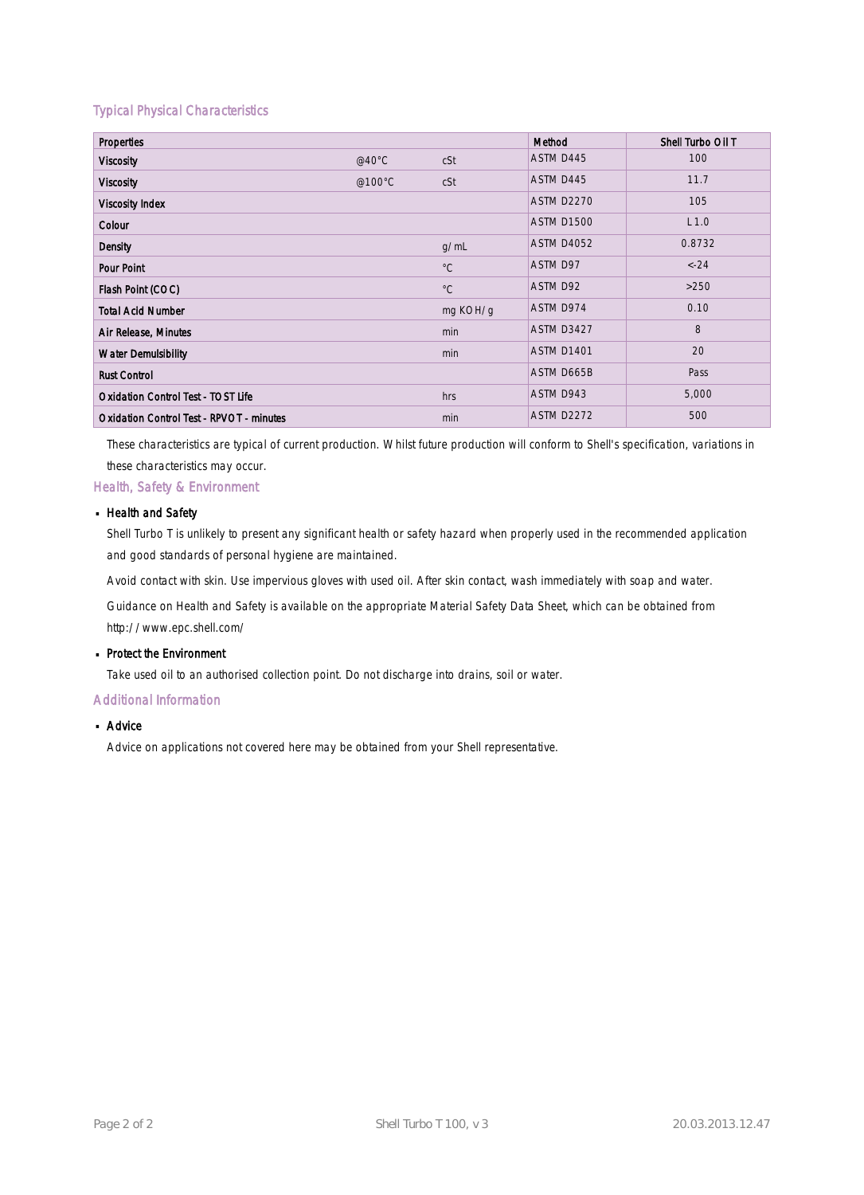## Typical Physical Characteristics

| Properties | | | Method | Shell Turbo Oil T |
|---|---|---|---|---|
| Viscosity | @40°C | cSt | ASTM D445 | 100 |
| Viscosity | @100°C | cSt | ASTM D445 | 11.7 |
| Viscosity Index | | | ASTM D2270 | 105 |
| Colour | | | ASTM D1500 | L 1.0 |
| Density | | g/mL | ASTM D4052 | 0.8732 |
| Pour Point | | °C | ASTM D97 | <-24 |
| Flash Point (COC) | | °C | ASTM D92 | >250 |
| Total Acid Number | | mg KOH/g | ASTM D974 | 0.10 |
| Air Release, Minutes | | min | ASTM D3427 | 8 |
| Water Demulsibility | | min | ASTM D1401 | 20 |
| Rust Control | | | ASTM D665B | Pass |
| Oxidation Control Test - TOST Life | | hrs | ASTM D943 | 5,000 |
| Oxidation Control Test - RPVOT - minutes | | min | ASTM D2272 | 500 |

These characteristics are typical of current production. Whilst future production will conform to Shell's specification, variations in these characteristics may occur.

## Health, Safety & Environment

- **Health and Safety**

  Shell Turbo T is unlikely to present any significant health or safety hazard when properly used in the recommended application and good standards of personal hygiene are maintained.

  Avoid contact with skin. Use impervious gloves with used oil. After skin contact, wash immediately with soap and water.

  Guidance on Health and Safety is available on the appropriate Material Safety Data Sheet, which can be obtained from http://www.epc.shell.com/

- **Protect the Environment**

  Take used oil to an authorised collection point. Do not discharge into drains, soil or water.

## Additional Information

- **Advice**

  Advice on applications not covered here may be obtained from your Shell representative.